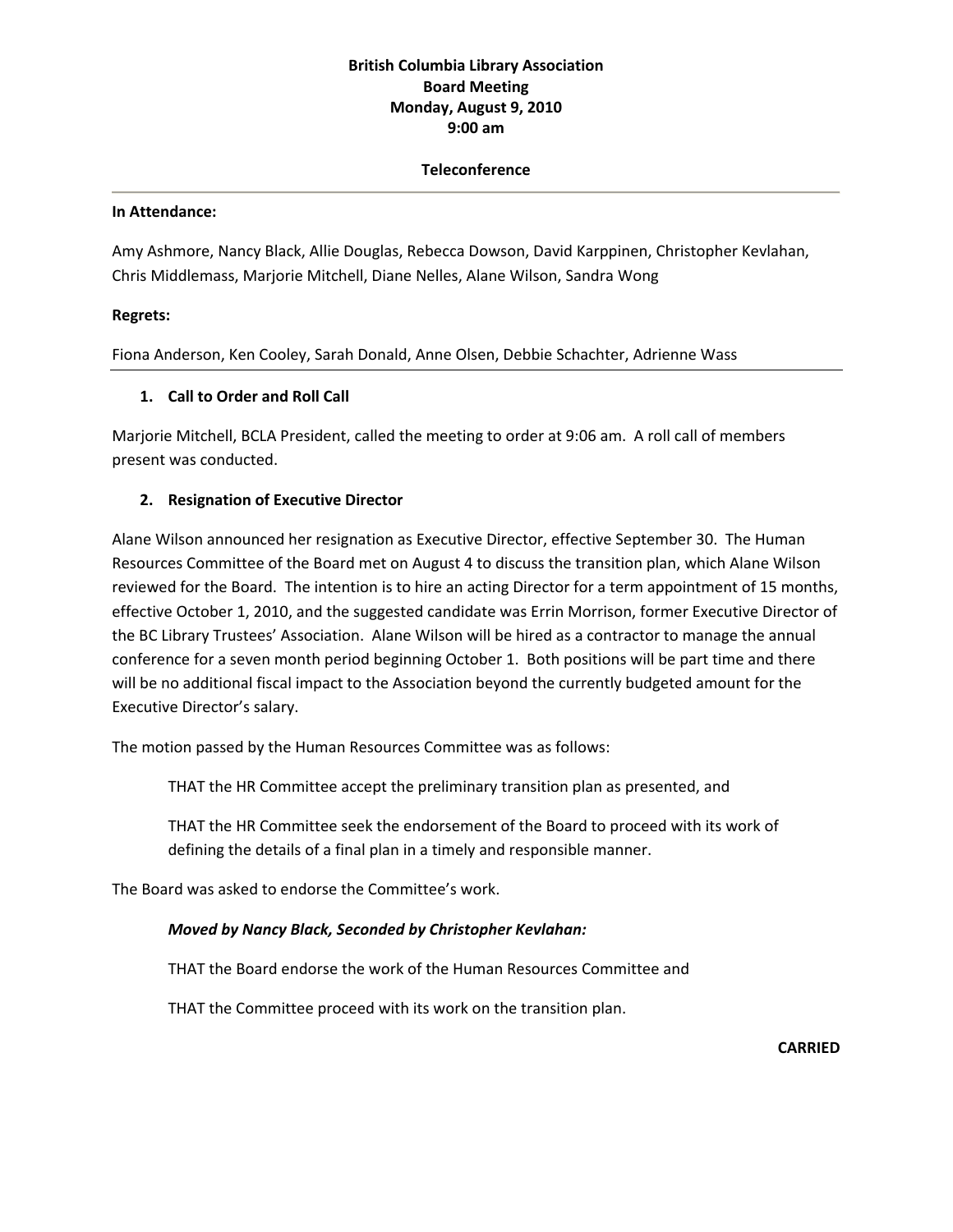# British Columbia Library Association
## Board Meeting
## Monday, August 9, 2010
## 9:00 am

**Teleconference**

---

**In Attendance:**

Amy Ashmore, Nancy Black, Allie Douglas, Rebecca Dowson, David Karppinen, Christopher Kevlahan, Chris Middlemass, Marjorie Mitchell, Diane Nelles, Alane Wilson, Sandra Wong

**Regrets:**

Fiona Anderson, Ken Cooley, Sarah Donald, Anne Olsen, Debbie Schachter, Adrienne Wass

---

1. **Call to Order and Roll Call**

Marjorie Mitchell, BCLA President, called the meeting to order at 9:06 am. A roll call of members present was conducted.

2. **Resignation of Executive Director**

Alane Wilson announced her resignation as Executive Director, effective September 30. The Human Resources Committee of the Board met on August 4 to discuss the transition plan, which Alane Wilson reviewed for the Board. The intention is to hire an acting Director for a term appointment of 15 months, effective October 1, 2010, and the suggested candidate was Errin Morrison, former Executive Director of the BC Library Trustees' Association. Alane Wilson will be hired as a contractor to manage the annual conference for a seven month period beginning October 1. Both positions will be part time and there will be no additional fiscal impact to the Association beyond the currently budgeted amount for the Executive Director's salary.

The motion passed by the Human Resources Committee was as follows:

> THAT the HR Committee accept the preliminary transition plan as presented, and
>
> THAT the HR Committee seek the endorsement of the Board to proceed with its work of defining the details of a final plan in a timely and responsible manner.

The Board was asked to endorse the Committee's work.

> ***Moved by Nancy Black, Seconded by Christopher Kevlahan:***
>
> THAT the Board endorse the work of the Human Resources Committee and
>
> THAT the Committee proceed with its work on the transition plan.

**CARRIED**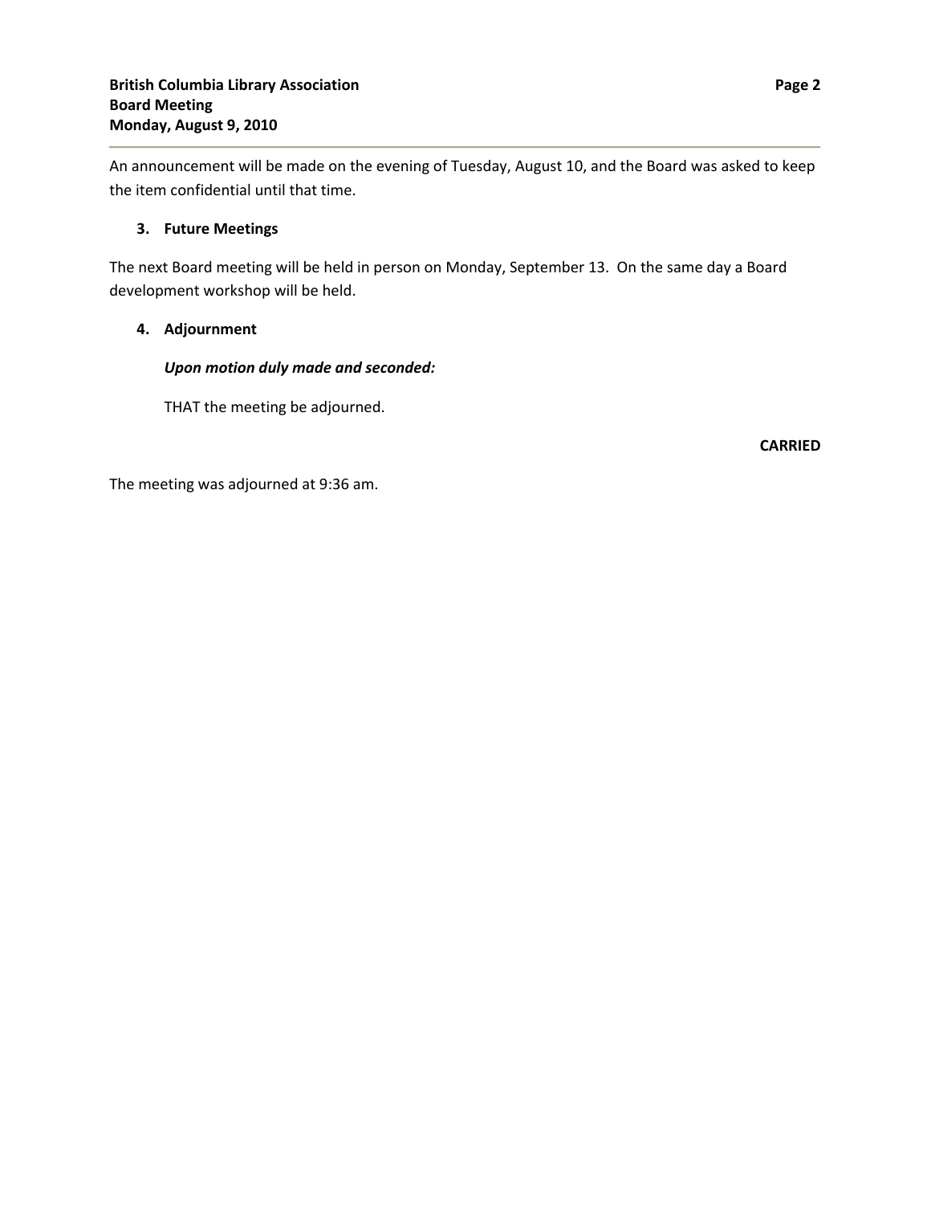An announcement will be made on the evening of Tuesday, August 10, and the Board was asked to keep the item confidential until that time.

### 3. Future Meetings

The next Board meeting will be held in person on Monday, September 13. On the same day a Board development workshop will be held.

### 4. Adjournment

***Upon motion duly made and seconded:***

THAT the meeting be adjourned.

**CARRIED**

The meeting was adjourned at 9:36 am.